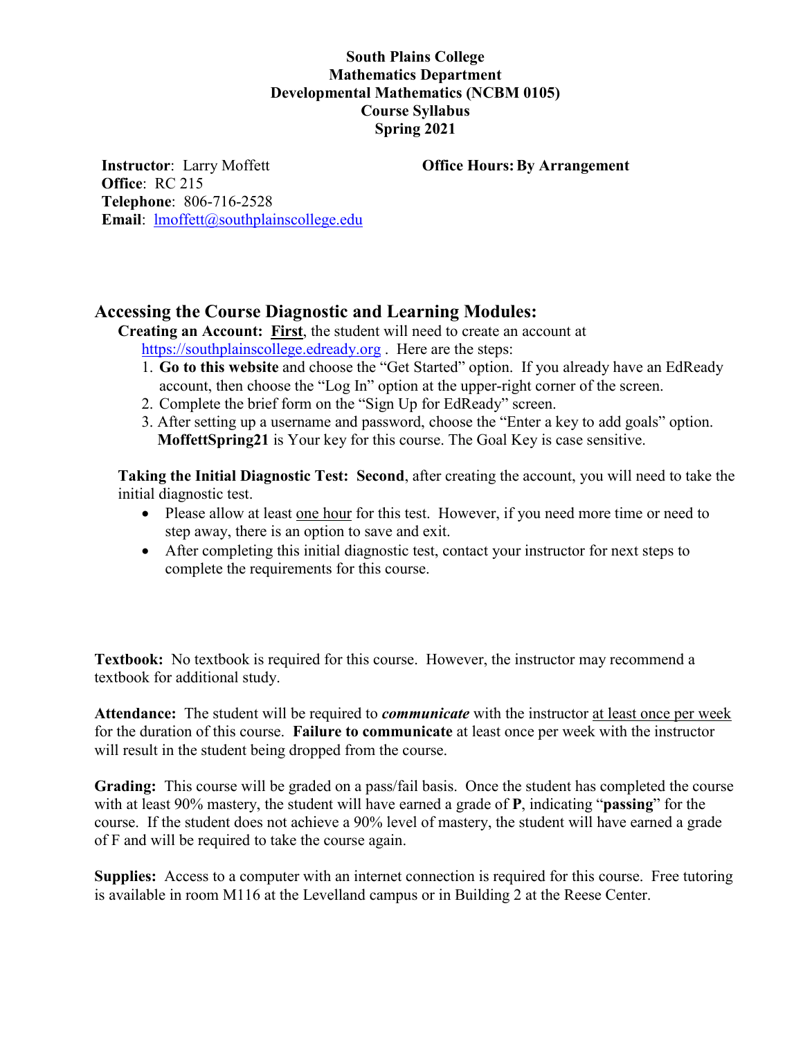**South Plains College**
**Mathematics Department**
**Developmental Mathematics (NCBM 0105)**
**Course Syllabus**
**Spring 2021**

**Instructor**: Larry Moffett
**Office**: RC 215
**Telephone**: 806-716-2528
**Email**: lmoffett@southplainscollege.edu

**Office Hours: By Arrangement**

## Accessing the Course Diagnostic and Learning Modules:

**Creating an Account: First**, the student will need to create an account at https://southplainscollege.edready.org . Here are the steps:

1. **Go to this website** and choose the "Get Started" option. If you already have an EdReady account, then choose the "Log In" option at the upper-right corner of the screen.
2. Complete the brief form on the "Sign Up for EdReady" screen.
3. After setting up a username and password, choose the "Enter a key to add goals" option. **MoffettSpring21** is Your key for this course. The Goal Key is case sensitive.

**Taking the Initial Diagnostic Test: Second**, after creating the account, you will need to take the initial diagnostic test.

- Please allow at least one hour for this test. However, if you need more time or need to step away, there is an option to save and exit.
- After completing this initial diagnostic test, contact your instructor for next steps to complete the requirements for this course.

**Textbook:** No textbook is required for this course. However, the instructor may recommend a textbook for additional study.

**Attendance:** The student will be required to ***communicate*** with the instructor at least once per week for the duration of this course. **Failure to communicate** at least once per week with the instructor will result in the student being dropped from the course.

**Grading:** This course will be graded on a pass/fail basis. Once the student has completed the course with at least 90% mastery, the student will have earned a grade of **P**, indicating "**passing**" for the course. If the student does not achieve a 90% level of mastery, the student will have earned a grade of F and will be required to take the course again.

**Supplies:** Access to a computer with an internet connection is required for this course. Free tutoring is available in room M116 at the Levelland campus or in Building 2 at the Reese Center.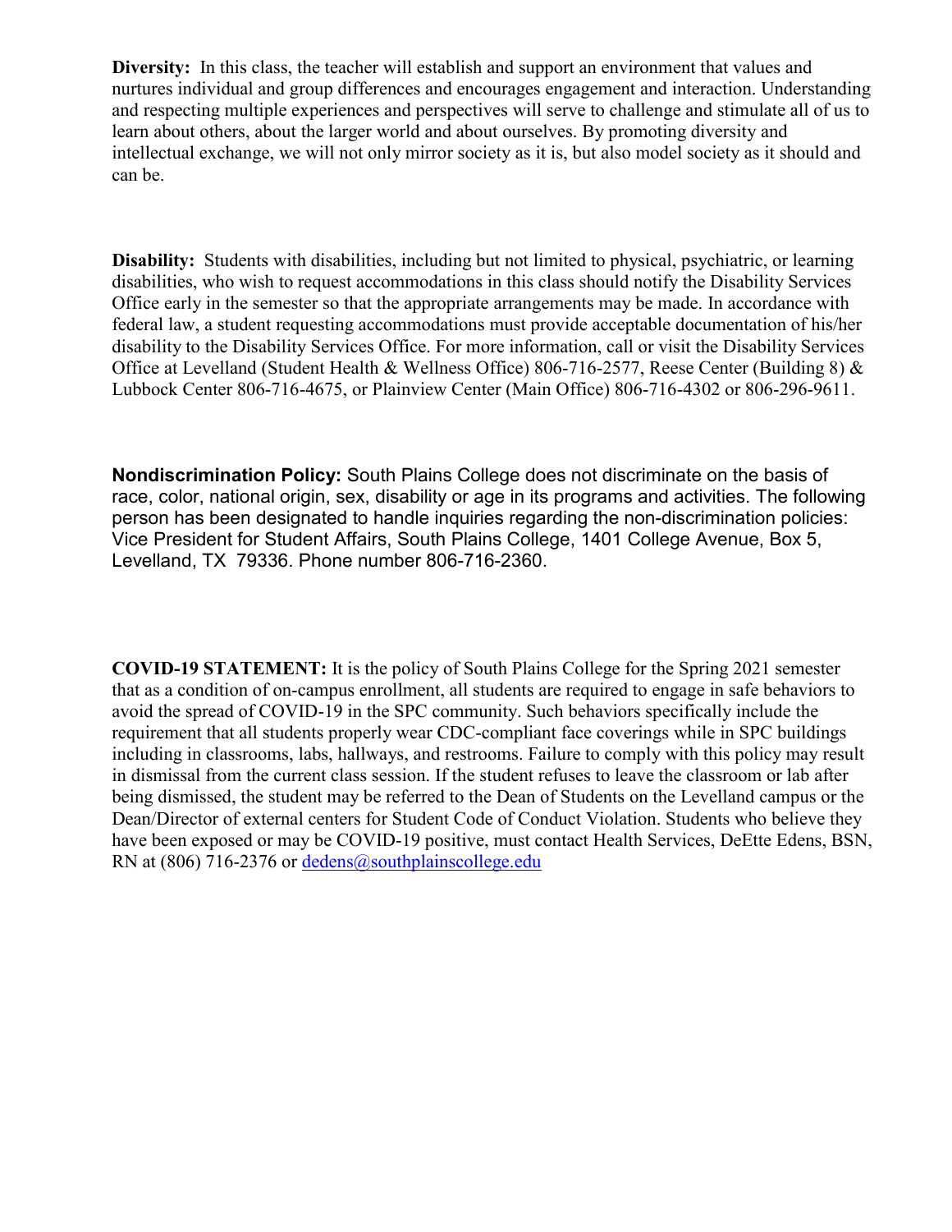**Diversity:** In this class, the teacher will establish and support an environment that values and nurtures individual and group differences and encourages engagement and interaction. Understanding and respecting multiple experiences and perspectives will serve to challenge and stimulate all of us to learn about others, about the larger world and about ourselves. By promoting diversity and intellectual exchange, we will not only mirror society as it is, but also model society as it should and can be.

**Disability:** Students with disabilities, including but not limited to physical, psychiatric, or learning disabilities, who wish to request accommodations in this class should notify the Disability Services Office early in the semester so that the appropriate arrangements may be made. In accordance with federal law, a student requesting accommodations must provide acceptable documentation of his/her disability to the Disability Services Office. For more information, call or visit the Disability Services Office at Levelland (Student Health & Wellness Office) 806-716-2577, Reese Center (Building 8) & Lubbock Center 806-716-4675, or Plainview Center (Main Office) 806-716-4302 or 806-296-9611.

**Nondiscrimination Policy:** South Plains College does not discriminate on the basis of race, color, national origin, sex, disability or age in its programs and activities. The following person has been designated to handle inquiries regarding the non-discrimination policies: Vice President for Student Affairs, South Plains College, 1401 College Avenue, Box 5, Levelland, TX 79336. Phone number 806-716-2360.

**COVID-19 STATEMENT:** It is the policy of South Plains College for the Spring 2021 semester that as a condition of on-campus enrollment, all students are required to engage in safe behaviors to avoid the spread of COVID-19 in the SPC community. Such behaviors specifically include the requirement that all students properly wear CDC-compliant face coverings while in SPC buildings including in classrooms, labs, hallways, and restrooms. Failure to comply with this policy may result in dismissal from the current class session. If the student refuses to leave the classroom or lab after being dismissed, the student may be referred to the Dean of Students on the Levelland campus or the Dean/Director of external centers for Student Code of Conduct Violation. Students who believe they have been exposed or may be COVID-19 positive, must contact Health Services, DeEtte Edens, BSN, RN at (806) 716-2376 or dedens@southplainscollege.edu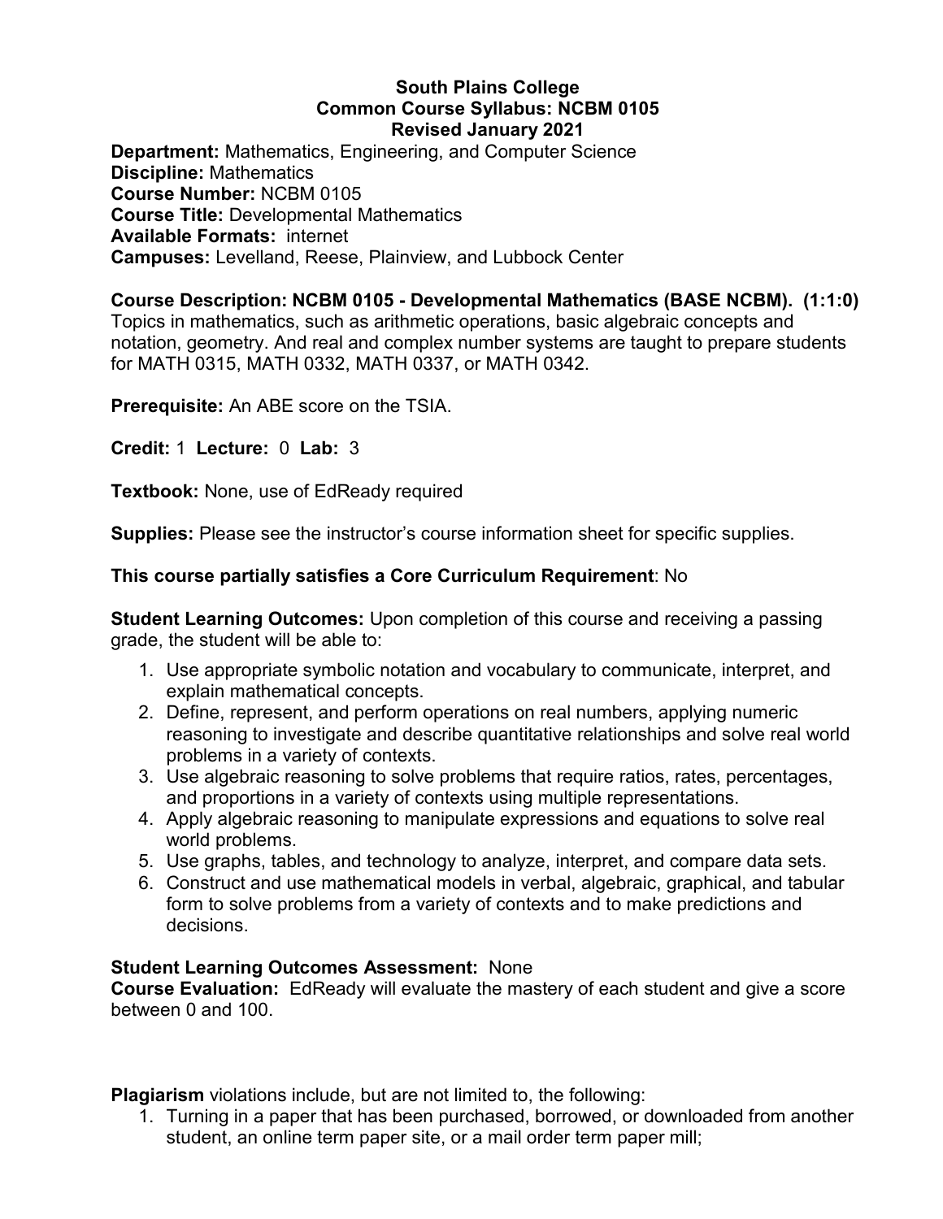**South Plains College**
**Common Course Syllabus: NCBM 0105**
**Revised January 2021**

**Department:** Mathematics, Engineering, and Computer Science
**Discipline:** Mathematics
**Course Number:** NCBM 0105
**Course Title:** Developmental Mathematics
**Available Formats:** internet
**Campuses:** Levelland, Reese, Plainview, and Lubbock Center

**Course Description: NCBM 0105 - Developmental Mathematics (BASE NCBM). (1:1:0)**
Topics in mathematics, such as arithmetic operations, basic algebraic concepts and notation, geometry. And real and complex number systems are taught to prepare students for MATH 0315, MATH 0332, MATH 0337, or MATH 0342.

**Prerequisite:** An ABE score on the TSIA.

**Credit:** 1 **Lecture:** 0 **Lab:** 3

**Textbook:** None, use of EdReady required

**Supplies:** Please see the instructor's course information sheet for specific supplies.

**This course partially satisfies a Core Curriculum Requirement**: No

**Student Learning Outcomes:** Upon completion of this course and receiving a passing grade, the student will be able to:

1. Use appropriate symbolic notation and vocabulary to communicate, interpret, and explain mathematical concepts.
2. Define, represent, and perform operations on real numbers, applying numeric reasoning to investigate and describe quantitative relationships and solve real world problems in a variety of contexts.
3. Use algebraic reasoning to solve problems that require ratios, rates, percentages, and proportions in a variety of contexts using multiple representations.
4. Apply algebraic reasoning to manipulate expressions and equations to solve real world problems.
5. Use graphs, tables, and technology to analyze, interpret, and compare data sets.
6. Construct and use mathematical models in verbal, algebraic, graphical, and tabular form to solve problems from a variety of contexts and to make predictions and decisions.

**Student Learning Outcomes Assessment:** None
**Course Evaluation:** EdReady will evaluate the mastery of each student and give a score between 0 and 100.

**Plagiarism** violations include, but are not limited to, the following:

1. Turning in a paper that has been purchased, borrowed, or downloaded from another student, an online term paper site, or a mail order term paper mill;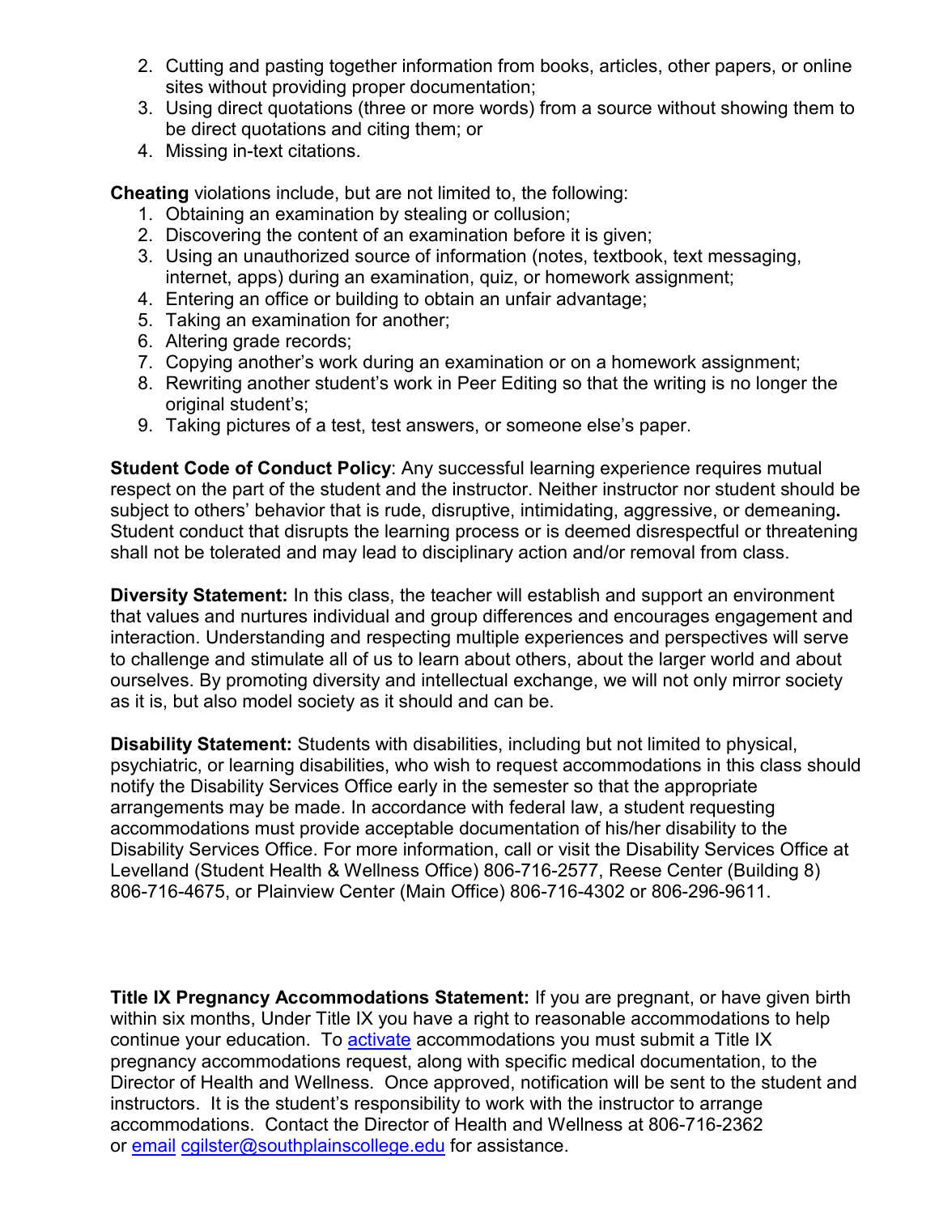2. Cutting and pasting together information from books, articles, other papers, or online sites without providing proper documentation;
3. Using direct quotations (three or more words) from a source without showing them to be direct quotations and citing them; or
4. Missing in-text citations.

**Cheating** violations include, but are not limited to, the following:

1. Obtaining an examination by stealing or collusion;
2. Discovering the content of an examination before it is given;
3. Using an unauthorized source of information (notes, textbook, text messaging, internet, apps) during an examination, quiz, or homework assignment;
4. Entering an office or building to obtain an unfair advantage;
5. Taking an examination for another;
6. Altering grade records;
7. Copying another's work during an examination or on a homework assignment;
8. Rewriting another student's work in Peer Editing so that the writing is no longer the original student's;
9. Taking pictures of a test, test answers, or someone else's paper.

**Student Code of Conduct Policy**: Any successful learning experience requires mutual respect on the part of the student and the instructor. Neither instructor nor student should be subject to others' behavior that is rude, disruptive, intimidating, aggressive, or demeaning**.** Student conduct that disrupts the learning process or is deemed disrespectful or threatening shall not be tolerated and may lead to disciplinary action and/or removal from class.

**Diversity Statement:** In this class, the teacher will establish and support an environment that values and nurtures individual and group differences and encourages engagement and interaction. Understanding and respecting multiple experiences and perspectives will serve to challenge and stimulate all of us to learn about others, about the larger world and about ourselves. By promoting diversity and intellectual exchange, we will not only mirror society as it is, but also model society as it should and can be.

**Disability Statement:** Students with disabilities, including but not limited to physical, psychiatric, or learning disabilities, who wish to request accommodations in this class should notify the Disability Services Office early in the semester so that the appropriate arrangements may be made. In accordance with federal law, a student requesting accommodations must provide acceptable documentation of his/her disability to the Disability Services Office. For more information, call or visit the Disability Services Office at Levelland (Student Health & Wellness Office) 806-716-2577, Reese Center (Building 8) 806-716-4675, or Plainview Center (Main Office) 806-716-4302 or 806-296-9611.

**Title IX Pregnancy Accommodations Statement:** If you are pregnant, or have given birth within six months, Under Title IX you have a right to reasonable accommodations to help continue your education. To activate accommodations you must submit a Title IX pregnancy accommodations request, along with specific medical documentation, to the Director of Health and Wellness. Once approved, notification will be sent to the student and instructors. It is the student's responsibility to work with the instructor to arrange accommodations. Contact the Director of Health and Wellness at 806-716-2362 or email cgilster@southplainscollege.edu for assistance.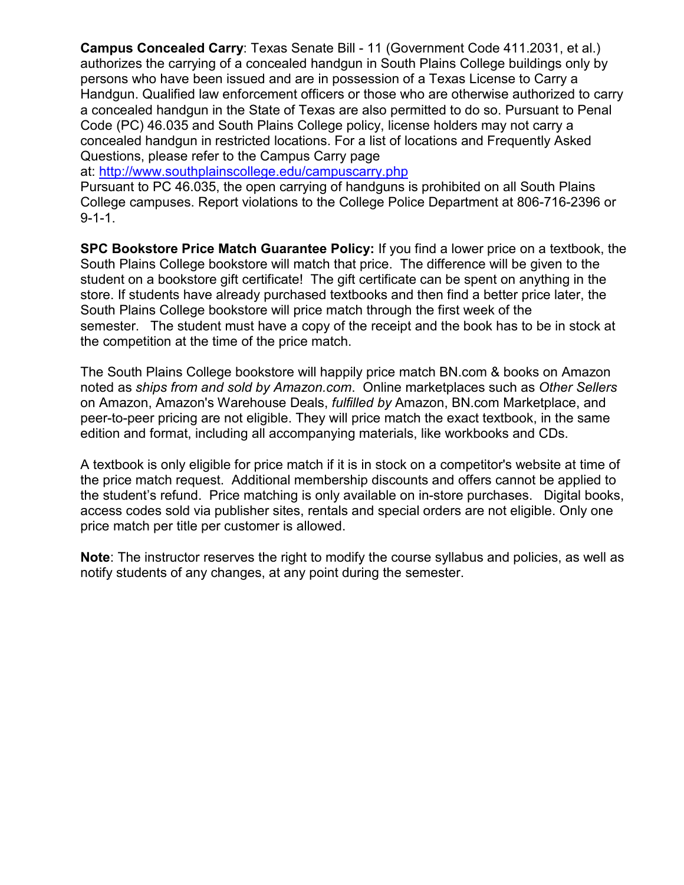**Campus Concealed Carry**: Texas Senate Bill - 11 (Government Code 411.2031, et al.) authorizes the carrying of a concealed handgun in South Plains College buildings only by persons who have been issued and are in possession of a Texas License to Carry a Handgun. Qualified law enforcement officers or those who are otherwise authorized to carry a concealed handgun in the State of Texas are also permitted to do so. Pursuant to Penal Code (PC) 46.035 and South Plains College policy, license holders may not carry a concealed handgun in restricted locations. For a list of locations and Frequently Asked Questions, please refer to the Campus Carry page at: http://www.southplainscollege.edu/campuscarry.php

Pursuant to PC 46.035, the open carrying of handguns is prohibited on all South Plains College campuses. Report violations to the College Police Department at 806-716-2396 or 9-1-1.

**SPC Bookstore Price Match Guarantee Policy:** If you find a lower price on a textbook, the South Plains College bookstore will match that price. The difference will be given to the student on a bookstore gift certificate! The gift certificate can be spent on anything in the store. If students have already purchased textbooks and then find a better price later, the South Plains College bookstore will price match through the first week of the semester. The student must have a copy of the receipt and the book has to be in stock at the competition at the time of the price match.

The South Plains College bookstore will happily price match BN.com & books on Amazon noted as *ships from and sold by Amazon.com*. Online marketplaces such as *Other Sellers* on Amazon, Amazon's Warehouse Deals, *fulfilled by* Amazon, BN.com Marketplace, and peer-to-peer pricing are not eligible. They will price match the exact textbook, in the same edition and format, including all accompanying materials, like workbooks and CDs.

A textbook is only eligible for price match if it is in stock on a competitor's website at time of the price match request. Additional membership discounts and offers cannot be applied to the student's refund. Price matching is only available on in-store purchases. Digital books, access codes sold via publisher sites, rentals and special orders are not eligible. Only one price match per title per customer is allowed.

**Note**: The instructor reserves the right to modify the course syllabus and policies, as well as notify students of any changes, at any point during the semester.